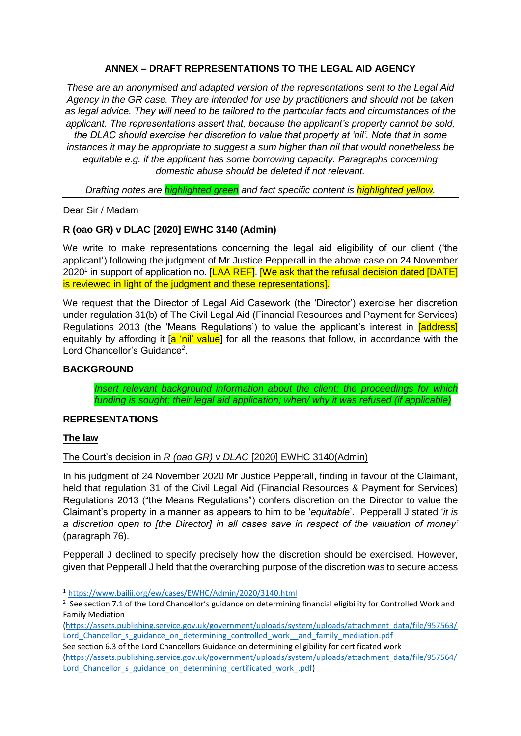**ANNEX – DRAFT REPRESENTATIONS TO THE LEGAL AID AGENCY**

*These are an anonymised and adapted version of the representations sent to the Legal Aid Agency in the GR case. They are intended for use by practitioners and should not be taken as legal advice. They will need to be tailored to the particular facts and circumstances of the applicant. The representations assert that, because the applicant's property cannot be sold, the DLAC should exercise her discretion to value that property at 'nil'. Note that in some instances it may be appropriate to suggest a sum higher than nil that would nonetheless be equitable e.g. if the applicant has some borrowing capacity. Paragraphs concerning domestic abuse should be deleted if not relevant.*

*Drafting notes are highlighted green and fact specific content is highlighted yellow.*

---

Dear Sir / Madam

**R (oao GR) v DLAC [2020] EWHC 3140 (Admin)**

We write to make representations concerning the legal aid eligibility of our client ('the applicant') following the judgment of Mr Justice Pepperall in the above case on 24 November 2020[1] in support of application no. [LAA REF]. [We ask that the refusal decision dated [DATE] is reviewed in light of the judgment and these representations].

We request that the Director of Legal Aid Casework (the 'Director') exercise her discretion under regulation 31(b) of The Civil Legal Aid (Financial Resources and Payment for Services) Regulations 2013 (the 'Means Regulations') to value the applicant's interest in [address] equitably by affording it [a 'nil' value] for all the reasons that follow, in accordance with the Lord Chancellor's Guidance[2].

**BACKGROUND**

> *Insert relevant background information about the client; the proceedings for which funding is sought; their legal aid application; when/ why it was refused (if applicable)*

**REPRESENTATIONS**

**<u>The law</u>**

<u>The Court's decision in *R (oao GR) v DLAC* [2020] EWHC 3140(Admin)</u>

In his judgment of 24 November 2020 Mr Justice Pepperall, finding in favour of the Claimant, held that regulation 31 of the Civil Legal Aid (Financial Resources & Payment for Services) Regulations 2013 ("the Means Regulations") confers discretion on the Director to value the Claimant's property in a manner as appears to him to be '*equitable*'. Pepperall J stated '*it is a discretion open to [the Director] in all cases save in respect of the valuation of money'* (paragraph 76).

Pepperall J declined to specify precisely how the discretion should be exercised. However, given that Pepperall J held that the overarching purpose of the discretion was to secure access

---

[1] https://www.bailii.org/ew/cases/EWHC/Admin/2020/3140.html

[2] See section 7.1 of the Lord Chancellor's guidance on determining financial eligibility for Controlled Work and Family Mediation (https://assets.publishing.service.gov.uk/government/uploads/system/uploads/attachment_data/file/957563/Lord_Chancellor_s_guidance_on_determining_controlled_work__and_family_mediation.pdf
See section 6.3 of the Lord Chancellors Guidance on determining eligibility for certificated work (https://assets.publishing.service.gov.uk/government/uploads/system/uploads/attachment_data/file/957564/Lord_Chancellor_s_guidance_on_determining_certificated_work_.pdf)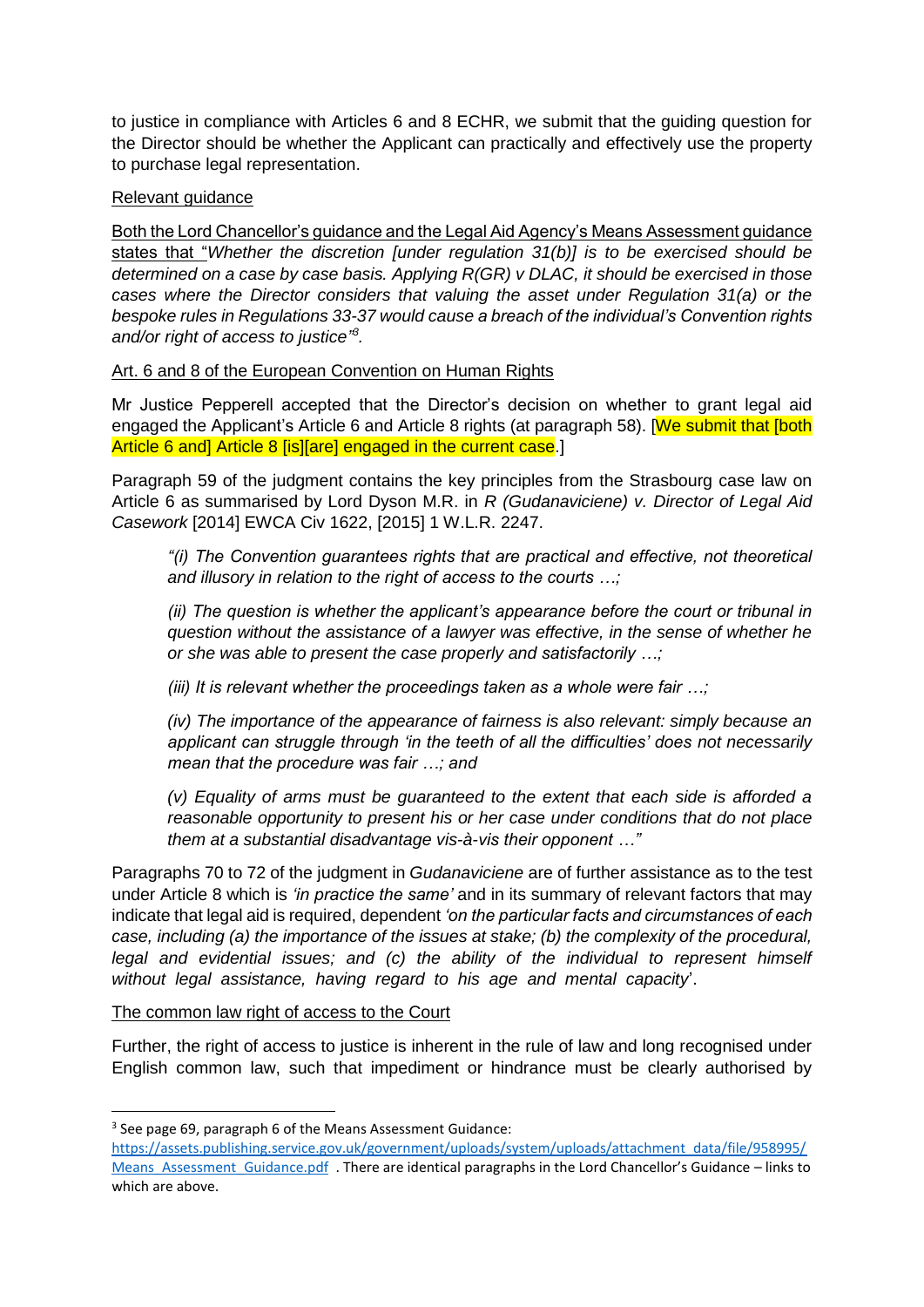to justice in compliance with Articles 6 and 8 ECHR, we submit that the guiding question for the Director should be whether the Applicant can practically and effectively use the property to purchase legal representation.

<u>Relevant guidance</u>

<u>Both the Lord Chancellor's guidance and the Legal Aid Agency's Means Assessment guidance states that</u> "*Whether the discretion [under regulation 31(b)] is to be exercised should be determined on a case by case basis. Applying R(GR) v DLAC, it should be exercised in those cases where the Director considers that valuing the asset under Regulation 31(a) or the bespoke rules in Regulations 33-37 would cause a breach of the individual's Convention rights and/or right of access to justice*"[3].

<u>Art. 6 and 8 of the European Convention on Human Rights</u>

Mr Justice Pepperell accepted that the Director's decision on whether to grant legal aid engaged the Applicant's Article 6 and Article 8 rights (at paragraph 58). [We submit that [both Article 6 and] Article 8 [is][are] engaged in the current case.]

Paragraph 59 of the judgment contains the key principles from the Strasbourg case law on Article 6 as summarised by Lord Dyson M.R. in *R (Gudanaviciene) v. Director of Legal Aid Casework* [2014] EWCA Civ 1622, [2015] 1 W.L.R. 2247.

> *"(i) The Convention guarantees rights that are practical and effective, not theoretical and illusory in relation to the right of access to the courts …;*
>
> *(ii) The question is whether the applicant's appearance before the court or tribunal in question without the assistance of a lawyer was effective, in the sense of whether he or she was able to present the case properly and satisfactorily …;*
>
> *(iii) It is relevant whether the proceedings taken as a whole were fair …;*
>
> *(iv) The importance of the appearance of fairness is also relevant: simply because an applicant can struggle through 'in the teeth of all the difficulties' does not necessarily mean that the procedure was fair …; and*
>
> *(v) Equality of arms must be guaranteed to the extent that each side is afforded a reasonable opportunity to present his or her case under conditions that do not place them at a substantial disadvantage vis-à-vis their opponent …"*

Paragraphs 70 to 72 of the judgment in *Gudanaviciene* are of further assistance as to the test under Article 8 which is *'in practice the same'* and in its summary of relevant factors that may indicate that legal aid is required, dependent *'on the particular facts and circumstances of each case, including (a) the importance of the issues at stake; (b) the complexity of the procedural, legal and evidential issues; and (c) the ability of the individual to represent himself without legal assistance, having regard to his age and mental capacity*'.

<u>The common law right of access to the Court</u>

Further, the right of access to justice is inherent in the rule of law and long recognised under English common law, such that impediment or hindrance must be clearly authorised by

---

[3] See page 69, paragraph 6 of the Means Assessment Guidance: https://assets.publishing.service.gov.uk/government/uploads/system/uploads/attachment_data/file/958995/Means_Assessment_Guidance.pdf . There are identical paragraphs in the Lord Chancellor's Guidance – links to which are above.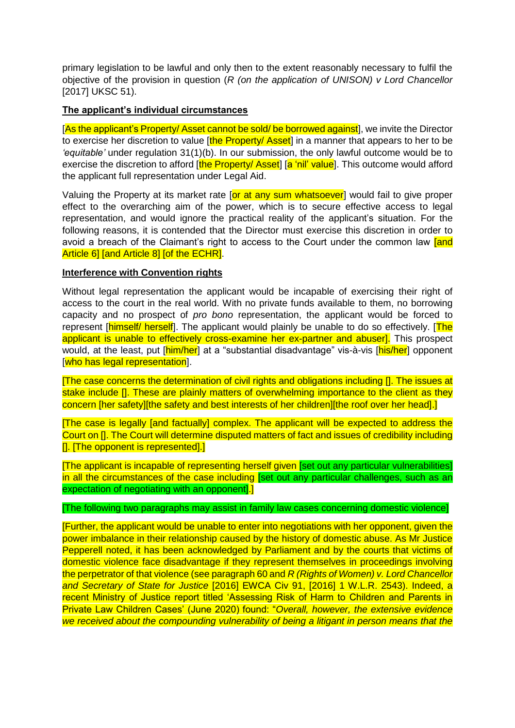primary legislation to be lawful and only then to the extent reasonably necessary to fulfil the objective of the provision in question (*R (on the application of UNISON) v Lord Chancellor* [2017] UKSC 51).

**The applicant's individual circumstances**

[As the applicant's Property/ Asset cannot be sold/ be borrowed against], we invite the Director to exercise her discretion to value [the Property/ Asset] in a manner that appears to her to be *'equitable'* under regulation 31(1)(b). In our submission, the only lawful outcome would be to exercise the discretion to afford [the Property/ Asset] [a 'nil' value]. This outcome would afford the applicant full representation under Legal Aid.

Valuing the Property at its market rate [or at any sum whatsoever] would fail to give proper effect to the overarching aim of the power, which is to secure effective access to legal representation, and would ignore the practical reality of the applicant's situation. For the following reasons, it is contended that the Director must exercise this discretion in order to avoid a breach of the Claimant's right to access to the Court under the common law [and Article 6] [and Article 8] [of the ECHR].

**Interference with Convention rights**

Without legal representation the applicant would be incapable of exercising their right of access to the court in the real world. With no private funds available to them, no borrowing capacity and no prospect of *pro bono* representation, the applicant would be forced to represent [himself/ herself]. The applicant would plainly be unable to do so effectively. [The applicant is unable to effectively cross-examine her ex-partner and abuser]. This prospect would, at the least, put [him/her] at a "substantial disadvantage" vis-à-vis [his/her] opponent [who has legal representation].

[The case concerns the determination of civil rights and obligations including []. The issues at stake include []. These are plainly matters of overwhelming importance to the client as they concern [her safety][the safety and best interests of her children][the roof over her head].]

[The case is legally [and factually] complex. The applicant will be expected to address the Court on []. The Court will determine disputed matters of fact and issues of credibility including []. [The opponent is represented].]

[The applicant is incapable of representing herself given [set out any particular vulnerabilities] in all the circumstances of the case including [set out any particular challenges, such as an expectation of negotiating with an opponent].]

[The following two paragraphs may assist in family law cases concerning domestic violence]

[Further, the applicant would be unable to enter into negotiations with her opponent, given the power imbalance in their relationship caused by the history of domestic abuse. As Mr Justice Pepperell noted, it has been acknowledged by Parliament and by the courts that victims of domestic violence face disadvantage if they represent themselves in proceedings involving the perpetrator of that violence (see paragraph 60 and *R (Rights of Women) v. Lord Chancellor and Secretary of State for Justice* [2016] EWCA Civ 91, [2016] 1 W.L.R. 2543). Indeed, a recent Ministry of Justice report titled 'Assessing Risk of Harm to Children and Parents in Private Law Children Cases' (June 2020) found: "*Overall, however, the extensive evidence we received about the compounding vulnerability of being a litigant in person means that the*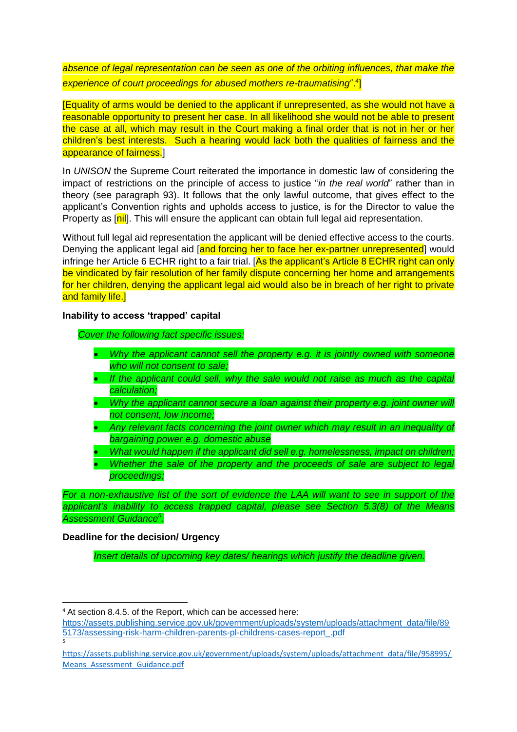*absence of legal representation can be seen as one of the orbiting influences, that make the experience of court proceedings for abused mothers re-traumatising".*[4]]

[Equality of arms would be denied to the applicant if unrepresented, as she would not have a reasonable opportunity to present her case. In all likelihood she would not be able to present the case at all, which may result in the Court making a final order that is not in her or her children's best interests. Such a hearing would lack both the qualities of fairness and the appearance of fairness.]

In *UNISON* the Supreme Court reiterated the importance in domestic law of considering the impact of restrictions on the principle of access to justice "*in the real world*" rather than in theory (see paragraph 93). It follows that the only lawful outcome, that gives effect to the applicant's Convention rights and upholds access to justice, is for the Director to value the Property as [nil]. This will ensure the applicant can obtain full legal aid representation.

Without full legal aid representation the applicant will be denied effective access to the courts. Denying the applicant legal aid [and forcing her to face her ex-partner unrepresented] would infringe her Article 6 ECHR right to a fair trial. [As the applicant's Article 8 ECHR right can only be vindicated by fair resolution of her family dispute concerning her home and arrangements for her children, denying the applicant legal aid would also be in breach of her right to private and family life.]

**Inability to access 'trapped' capital**

*Cover the following fact specific issues:*

- *Why the applicant cannot sell the property e.g. it is jointly owned with someone who will not consent to sale;*
- *If the applicant could sell, why the sale would not raise as much as the capital calculation;*
- *Why the applicant cannot secure a loan against their property e.g. joint owner will not consent, low income;*
- *Any relevant facts concerning the joint owner which may result in an inequality of bargaining power e.g. domestic abuse*
- *What would happen if the applicant did sell e.g. homelessness, impact on children;*
- *Whether the sale of the property and the proceeds of sale are subject to legal proceedings;*

*For a non-exhaustive list of the sort of evidence the LAA will want to see in support of the applicant's inability to access trapped capital, please see Section 5.3(8) of the Means Assessment Guidance*[5]*.*

**Deadline for the decision/ Urgency**

*Insert details of upcoming key dates/ hearings which justify the deadline given.*

---

[4] At section 8.4.5. of the Report, which can be accessed here: https://assets.publishing.service.gov.uk/government/uploads/system/uploads/attachment_data/file/895173/assessing-risk-harm-children-parents-pl-childrens-cases-report_.pdf

[5] https://assets.publishing.service.gov.uk/government/uploads/system/uploads/attachment_data/file/958995/Means_Assessment_Guidance.pdf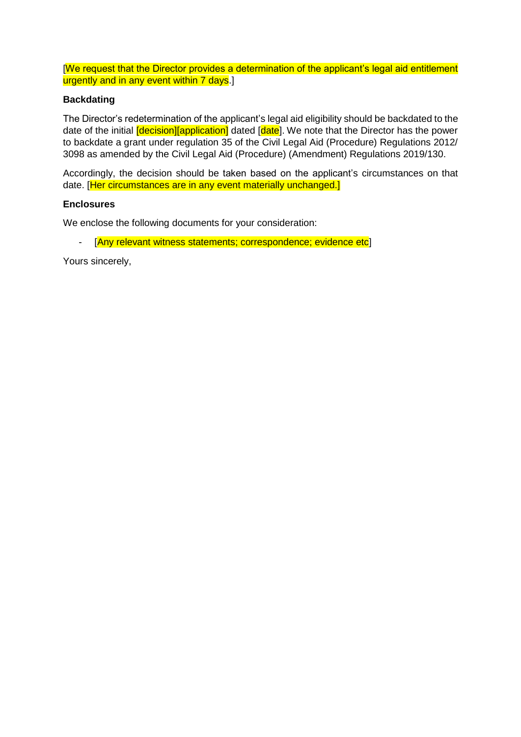[We request that the Director provides a determination of the applicant's legal aid entitlement urgently and in any event within 7 days.]

**Backdating**

The Director's redetermination of the applicant's legal aid eligibility should be backdated to the date of the initial [decision][application] dated [date]. We note that the Director has the power to backdate a grant under regulation 35 of the Civil Legal Aid (Procedure) Regulations 2012/ 3098 as amended by the Civil Legal Aid (Procedure) (Amendment) Regulations 2019/130.

Accordingly, the decision should be taken based on the applicant's circumstances on that date. [Her circumstances are in any event materially unchanged.]

**Enclosures**

We enclose the following documents for your consideration:

- [Any relevant witness statements; correspondence; evidence etc]

Yours sincerely,